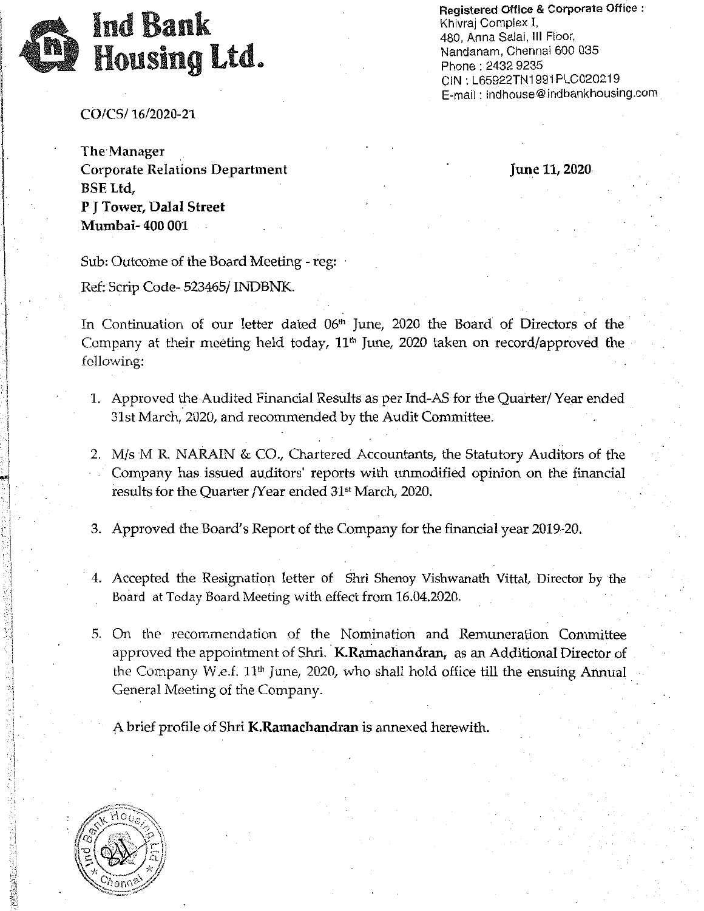# Ind Bank Housing Ltd.

**Registered Office & Corporate Office :**
Khivraj Complex I,
480, Anna Salai, III Floor,
Nandanam, Chennai 600 035
Phone : 2432 9235
CIN : L65922TN1991PLC020219
E-mail : indhouse@indbankhousing.com

CO/CS/ 16/2020-21

The Manager
Corporate Relations Department
BSE Ltd,
**P J Tower, Dalal Street**
**Mumbai- 400 001**

**June 11, 2020**

Sub: Outcome of the Board Meeting - reg:

Ref: Scrip Code- 523465/ INDBNK.

In Continuation of our letter dated 06th June, 2020 the Board of Directors of the Company at their meeting held today, 11th June, 2020 taken on record/approved the following:

1. Approved the Audited Financial Results as per Ind-AS for the Quarter/ Year ended 31st March, 2020, and recommended by the Audit Committee.
2. M/s M R. NARAIN & CO., Chartered Accountants, the Statutory Auditors of the Company has issued auditors' reports with unmodified opinion on the financial results for the Quarter /Year ended 31st March, 2020.
3. Approved the Board's Report of the Company for the financial year 2019-20.
4. Accepted the Resignation letter of Shri Shenoy Vishwanath Vittal, Director by the Board at Today Board Meeting with effect from 16.04.2020.
5. On the recommendation of the Nomination and Remuneration Committee approved the appointment of Shri. **K.Ramachandran,** as an Additional Director of the Company W.e.f. 11th June, 2020, who shall hold office till the ensuing Annual General Meeting of the Company.

   A brief profile of Shri **K.Ramachandran** is annexed herewith.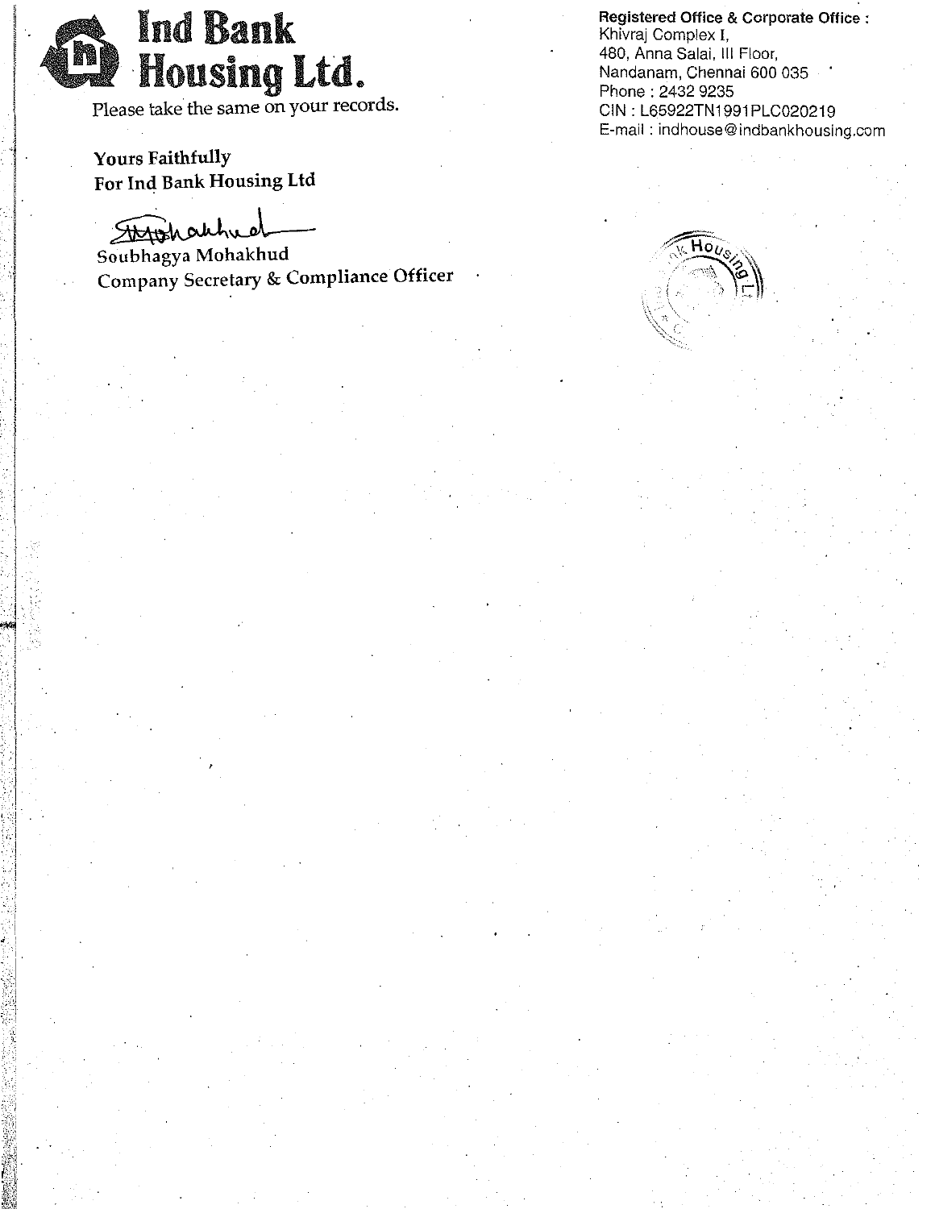# Ind Bank Housing Ltd.

**Registered Office & Corporate Office :**
Khivraj Complex I,
480, Anna Salai, III Floor,
Nandanam, Chennai 600 035
Phone : 2432 9235
CIN : L65922TN1991PLC020219
E-mail : indhouse@indbankhousing.com

Please take the same on your records.

**Yours Faithfully**
**For Ind Bank Housing Ltd**

Soubhagya Mohakhud
Company Secretary & Compliance Officer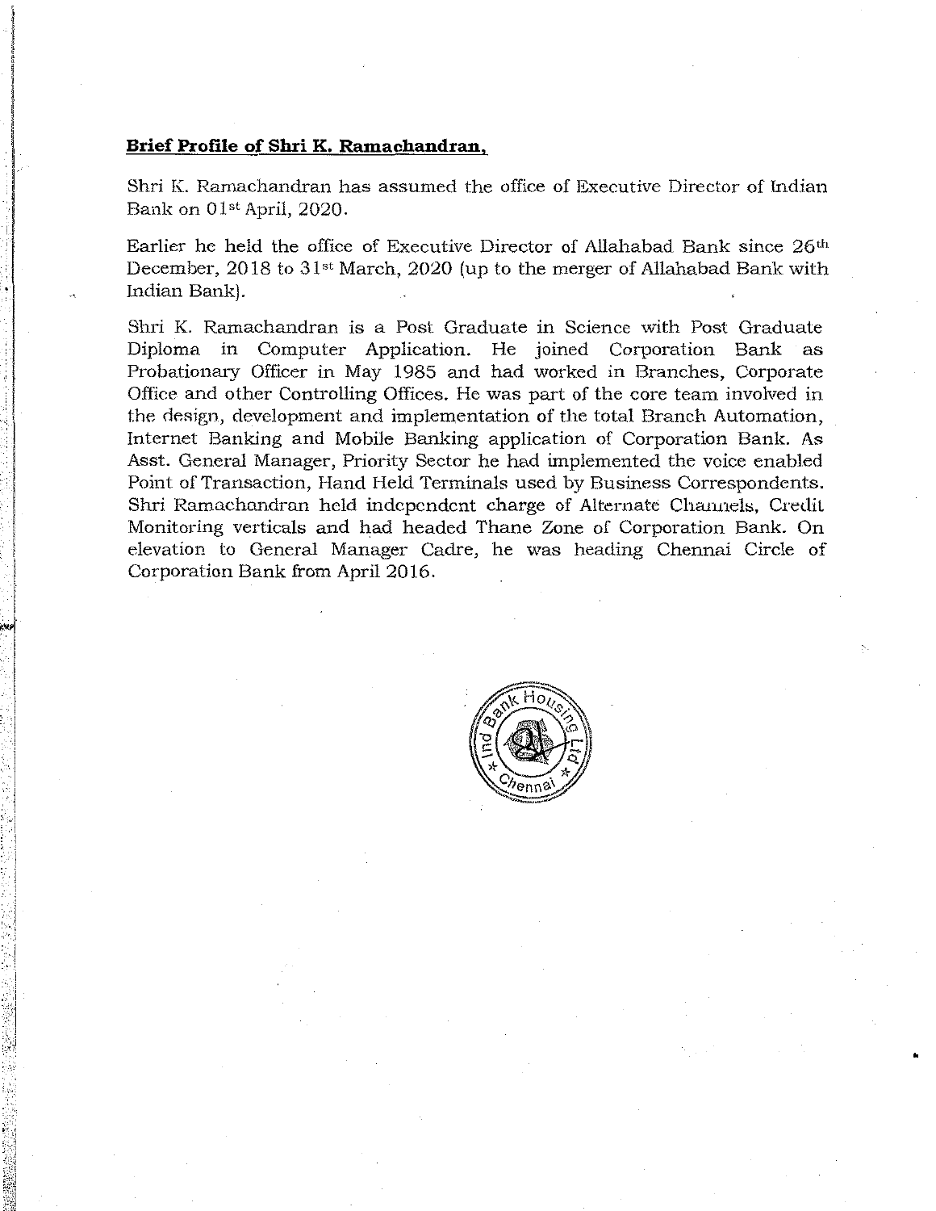**Brief Profile of Shri K. Ramachandran,**

Shri K. Ramachandran has assumed the office of Executive Director of Indian Bank on 01st April, 2020.

Earlier he held the office of Executive Director of Allahabad Bank since 26th December, 2018 to 31st March, 2020 (up to the merger of Allahabad Bank with Indian Bank).

Shri K. Ramachandran is a Post Graduate in Science with Post Graduate Diploma in Computer Application. He joined Corporation Bank as Probationary Officer in May 1985 and had worked in Branches, Corporate Office and other Controlling Offices. He was part of the core team involved in the design, development and implementation of the total Branch Automation, Internet Banking and Mobile Banking application of Corporation Bank. As Asst. General Manager, Priority Sector he had implemented the voice enabled Point of Transaction, Hand Held Terminals used by Business Correspondents. Shri Ramachandran held independent charge of Alternate Channels, Credit Monitoring verticals and had headed Thane Zone of Corporation Bank. On elevation to General Manager Cadre, he was heading Chennai Circle of Corporation Bank from April 2016.